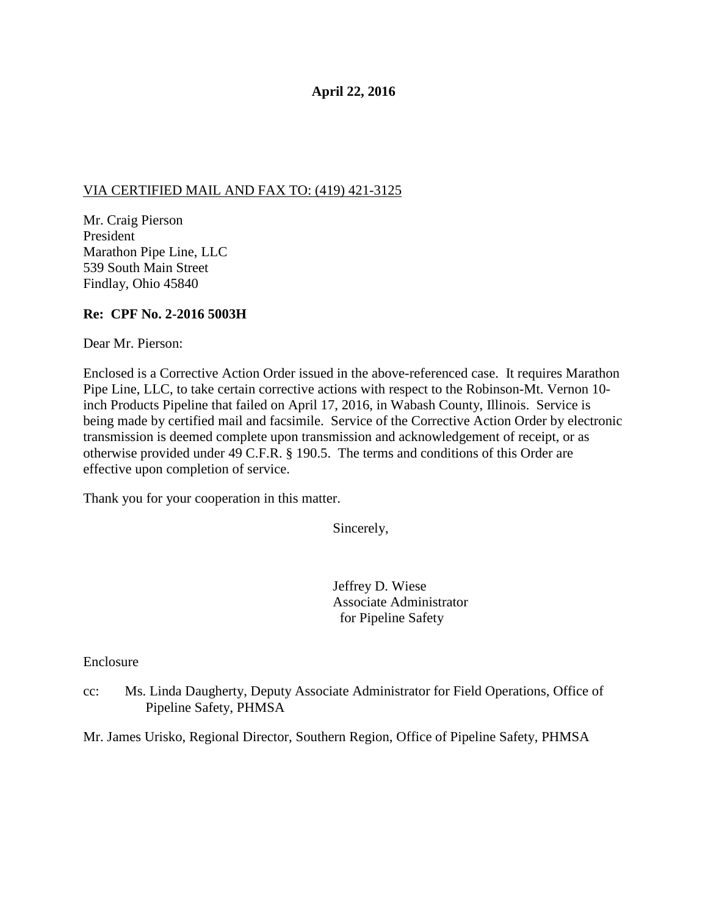**April 22, 2016**

VIA CERTIFIED MAIL AND FAX TO: (419) 421-3125

Mr. Craig Pierson
President
Marathon Pipe Line, LLC
539 South Main Street
Findlay, Ohio 45840

**Re: CPF No. 2-2016 5003H**

Dear Mr. Pierson:

Enclosed is a Corrective Action Order issued in the above-referenced case. It requires Marathon Pipe Line, LLC, to take certain corrective actions with respect to the Robinson-Mt. Vernon 10-inch Products Pipeline that failed on April 17, 2016, in Wabash County, Illinois. Service is being made by certified mail and facsimile. Service of the Corrective Action Order by electronic transmission is deemed complete upon transmission and acknowledgement of receipt, or as otherwise provided under 49 C.F.R. § 190.5. The terms and conditions of this Order are effective upon completion of service.

Thank you for your cooperation in this matter.

Sincerely,

Jeffrey D. Wiese
Associate Administrator
for Pipeline Safety

Enclosure

cc: Ms. Linda Daugherty, Deputy Associate Administrator for Field Operations, Office of Pipeline Safety, PHMSA

Mr. James Urisko, Regional Director, Southern Region, Office of Pipeline Safety, PHMSA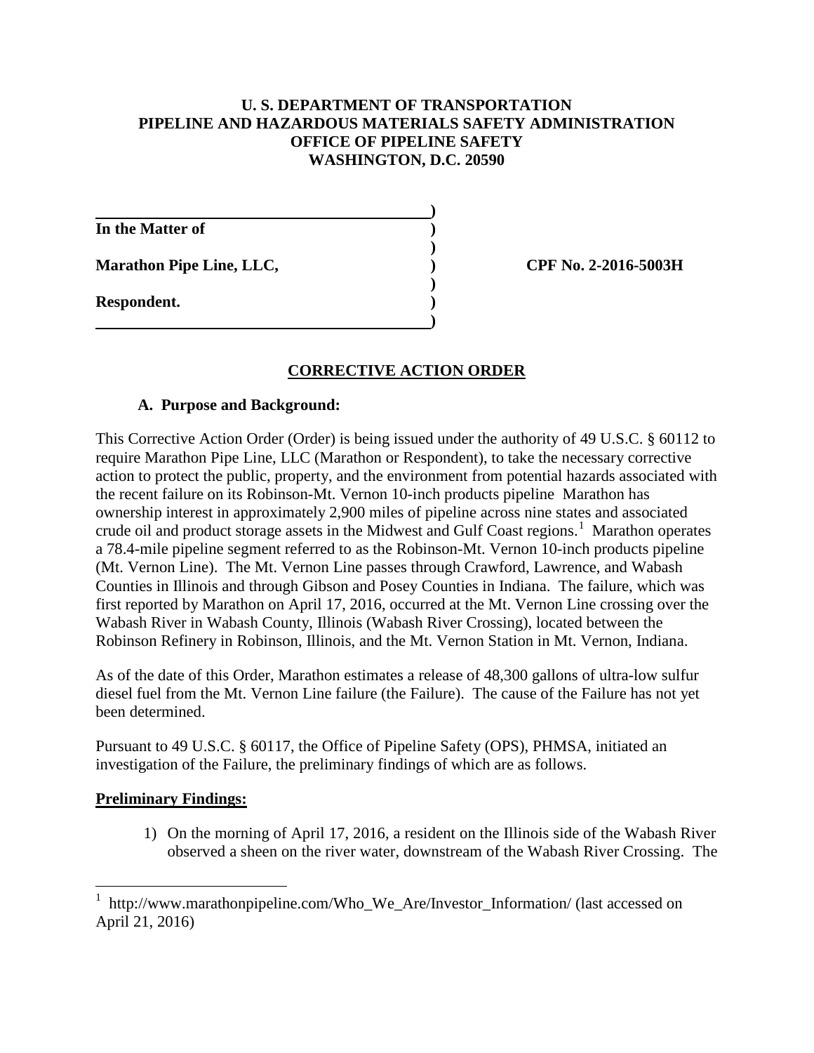**U. S. DEPARTMENT OF TRANSPORTATION**
**PIPELINE AND HAZARDOUS MATERIALS SAFETY ADMINISTRATION**
**OFFICE OF PIPELINE SAFETY**
**WASHINGTON, D.C. 20590**

**In the Matter of**

**Marathon Pipe Line, LLC,** **CPF No. 2-2016-5003H**

**Respondent.**

## CORRECTIVE ACTION ORDER

### A. Purpose and Background:

This Corrective Action Order (Order) is being issued under the authority of 49 U.S.C. § 60112 to require Marathon Pipe Line, LLC (Marathon or Respondent), to take the necessary corrective action to protect the public, property, and the environment from potential hazards associated with the recent failure on its Robinson-Mt. Vernon 10-inch products pipeline Marathon has ownership interest in approximately 2,900 miles of pipeline across nine states and associated crude oil and product storage assets in the Midwest and Gulf Coast regions.[1] Marathon operates a 78.4-mile pipeline segment referred to as the Robinson-Mt. Vernon 10-inch products pipeline (Mt. Vernon Line). The Mt. Vernon Line passes through Crawford, Lawrence, and Wabash Counties in Illinois and through Gibson and Posey Counties in Indiana. The failure, which was first reported by Marathon on April 17, 2016, occurred at the Mt. Vernon Line crossing over the Wabash River in Wabash County, Illinois (Wabash River Crossing), located between the Robinson Refinery in Robinson, Illinois, and the Mt. Vernon Station in Mt. Vernon, Indiana.

As of the date of this Order, Marathon estimates a release of 48,300 gallons of ultra-low sulfur diesel fuel from the Mt. Vernon Line failure (the Failure). The cause of the Failure has not yet been determined.

Pursuant to 49 U.S.C. § 60117, the Office of Pipeline Safety (OPS), PHMSA, initiated an investigation of the Failure, the preliminary findings of which are as follows.

**Preliminary Findings:**

1) On the morning of April 17, 2016, a resident on the Illinois side of the Wabash River observed a sheen on the river water, downstream of the Wabash River Crossing. The

[1] http://www.marathonpipeline.com/Who_We_Are/Investor_Information/ (last accessed on April 21, 2016)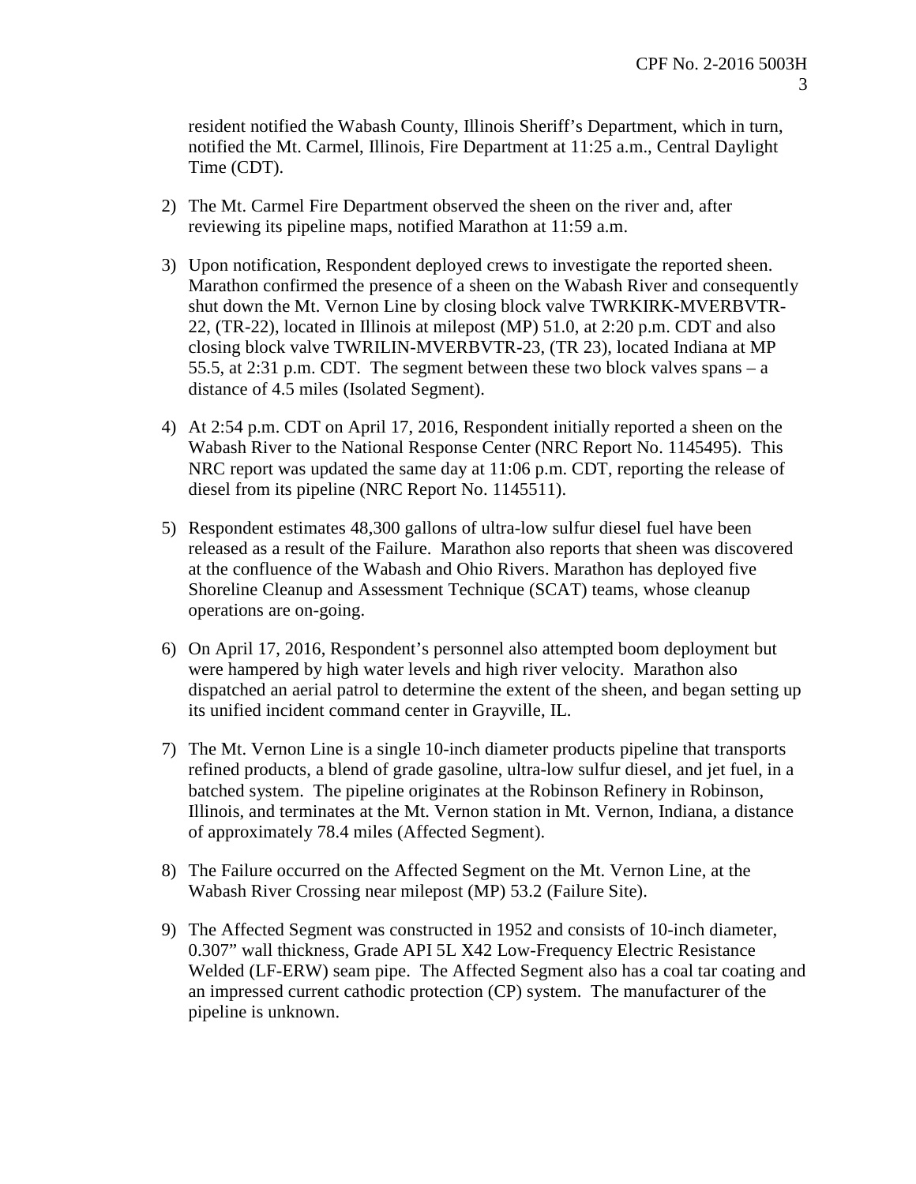resident notified the Wabash County, Illinois Sheriff's Department, which in turn, notified the Mt. Carmel, Illinois, Fire Department at 11:25 a.m., Central Daylight Time (CDT).

2) The Mt. Carmel Fire Department observed the sheen on the river and, after reviewing its pipeline maps, notified Marathon at 11:59 a.m.

3) Upon notification, Respondent deployed crews to investigate the reported sheen. Marathon confirmed the presence of a sheen on the Wabash River and consequently shut down the Mt. Vernon Line by closing block valve TWRKIRK-MVERBVTR-22, (TR-22), located in Illinois at milepost (MP) 51.0, at 2:20 p.m. CDT and also closing block valve TWRILIN-MVERBVTR-23, (TR 23), located Indiana at MP 55.5, at 2:31 p.m. CDT. The segment between these two block valves spans – a distance of 4.5 miles (Isolated Segment).

4) At 2:54 p.m. CDT on April 17, 2016, Respondent initially reported a sheen on the Wabash River to the National Response Center (NRC Report No. 1145495). This NRC report was updated the same day at 11:06 p.m. CDT, reporting the release of diesel from its pipeline (NRC Report No. 1145511).

5) Respondent estimates 48,300 gallons of ultra-low sulfur diesel fuel have been released as a result of the Failure. Marathon also reports that sheen was discovered at the confluence of the Wabash and Ohio Rivers. Marathon has deployed five Shoreline Cleanup and Assessment Technique (SCAT) teams, whose cleanup operations are on-going.

6) On April 17, 2016, Respondent's personnel also attempted boom deployment but were hampered by high water levels and high river velocity. Marathon also dispatched an aerial patrol to determine the extent of the sheen, and began setting up its unified incident command center in Grayville, IL.

7) The Mt. Vernon Line is a single 10-inch diameter products pipeline that transports refined products, a blend of grade gasoline, ultra-low sulfur diesel, and jet fuel, in a batched system. The pipeline originates at the Robinson Refinery in Robinson, Illinois, and terminates at the Mt. Vernon station in Mt. Vernon, Indiana, a distance of approximately 78.4 miles (Affected Segment).

8) The Failure occurred on the Affected Segment on the Mt. Vernon Line, at the Wabash River Crossing near milepost (MP) 53.2 (Failure Site).

9) The Affected Segment was constructed in 1952 and consists of 10-inch diameter, 0.307" wall thickness, Grade API 5L X42 Low-Frequency Electric Resistance Welded (LF-ERW) seam pipe. The Affected Segment also has a coal tar coating and an impressed current cathodic protection (CP) system. The manufacturer of the pipeline is unknown.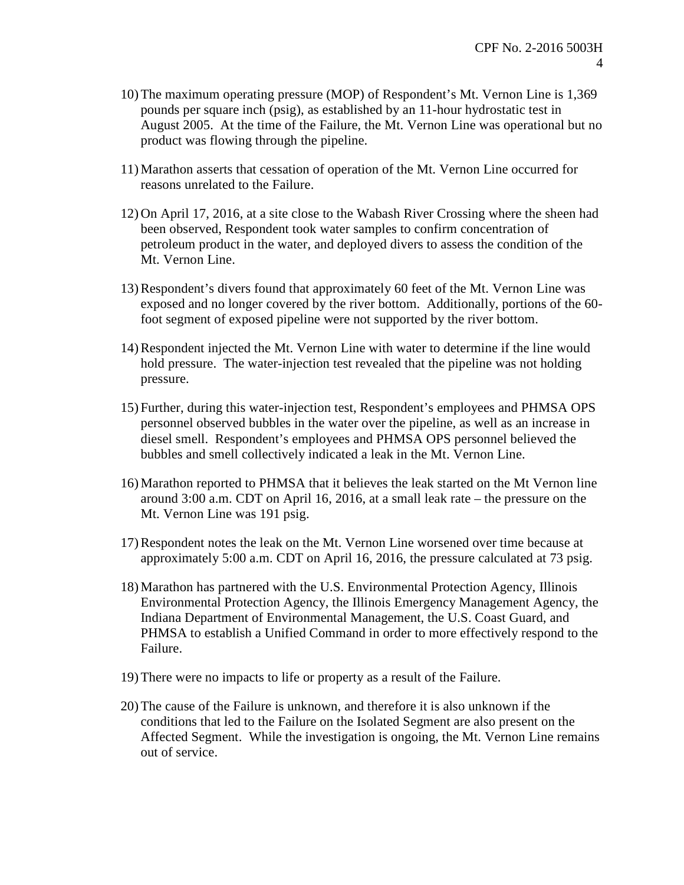10) The maximum operating pressure (MOP) of Respondent's Mt. Vernon Line is 1,369 pounds per square inch (psig), as established by an 11-hour hydrostatic test in August 2005. At the time of the Failure, the Mt. Vernon Line was operational but no product was flowing through the pipeline.

11) Marathon asserts that cessation of operation of the Mt. Vernon Line occurred for reasons unrelated to the Failure.

12) On April 17, 2016, at a site close to the Wabash River Crossing where the sheen had been observed, Respondent took water samples to confirm concentration of petroleum product in the water, and deployed divers to assess the condition of the Mt. Vernon Line.

13) Respondent's divers found that approximately 60 feet of the Mt. Vernon Line was exposed and no longer covered by the river bottom. Additionally, portions of the 60-foot segment of exposed pipeline were not supported by the river bottom.

14) Respondent injected the Mt. Vernon Line with water to determine if the line would hold pressure. The water-injection test revealed that the pipeline was not holding pressure.

15) Further, during this water-injection test, Respondent's employees and PHMSA OPS personnel observed bubbles in the water over the pipeline, as well as an increase in diesel smell. Respondent's employees and PHMSA OPS personnel believed the bubbles and smell collectively indicated a leak in the Mt. Vernon Line.

16) Marathon reported to PHMSA that it believes the leak started on the Mt Vernon line around 3:00 a.m. CDT on April 16, 2016, at a small leak rate – the pressure on the Mt. Vernon Line was 191 psig.

17) Respondent notes the leak on the Mt. Vernon Line worsened over time because at approximately 5:00 a.m. CDT on April 16, 2016, the pressure calculated at 73 psig.

18) Marathon has partnered with the U.S. Environmental Protection Agency, Illinois Environmental Protection Agency, the Illinois Emergency Management Agency, the Indiana Department of Environmental Management, the U.S. Coast Guard, and PHMSA to establish a Unified Command in order to more effectively respond to the Failure.

19) There were no impacts to life or property as a result of the Failure.

20) The cause of the Failure is unknown, and therefore it is also unknown if the conditions that led to the Failure on the Isolated Segment are also present on the Affected Segment. While the investigation is ongoing, the Mt. Vernon Line remains out of service.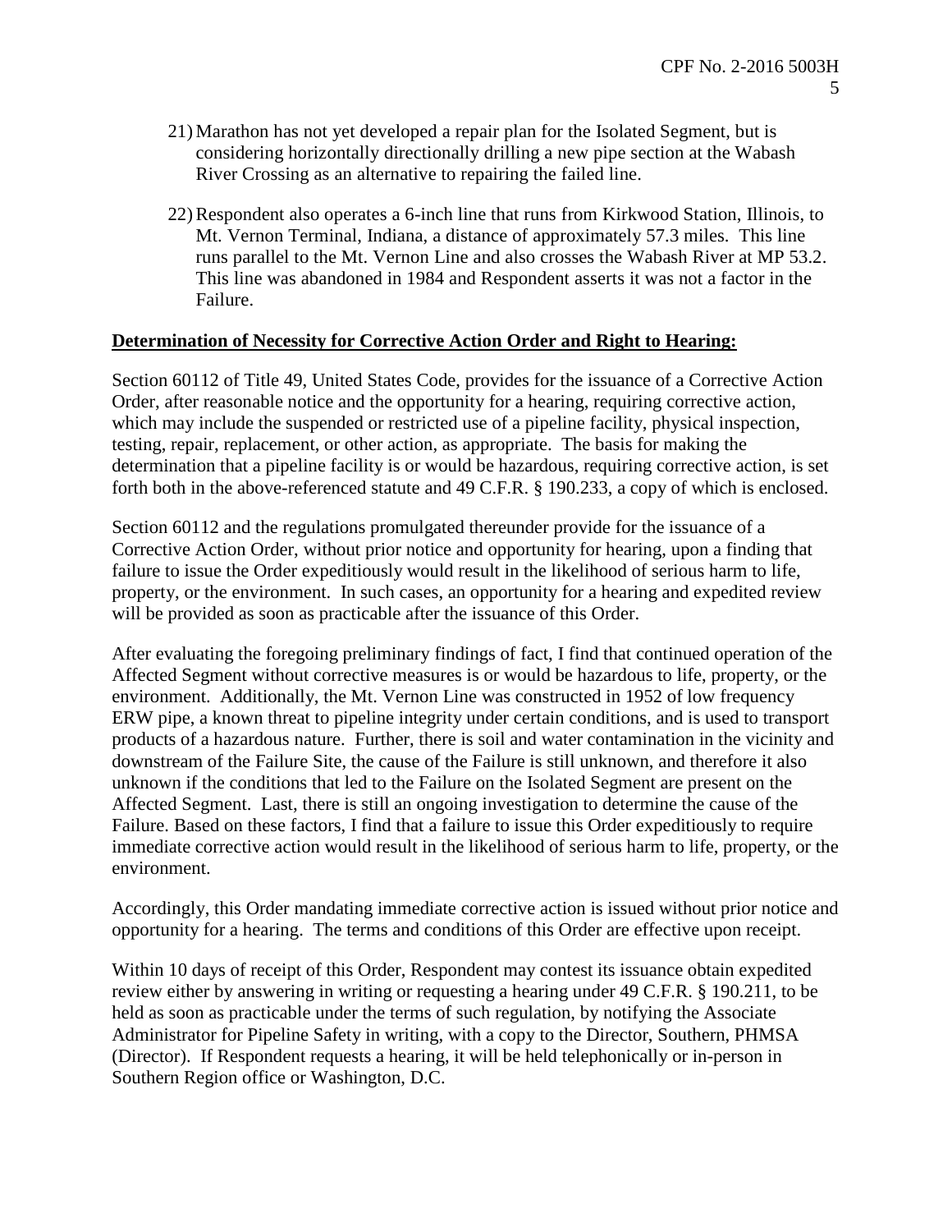21) Marathon has not yet developed a repair plan for the Isolated Segment, but is considering horizontally directionally drilling a new pipe section at the Wabash River Crossing as an alternative to repairing the failed line.

22) Respondent also operates a 6-inch line that runs from Kirkwood Station, Illinois, to Mt. Vernon Terminal, Indiana, a distance of approximately 57.3 miles. This line runs parallel to the Mt. Vernon Line and also crosses the Wabash River at MP 53.2. This line was abandoned in 1984 and Respondent asserts it was not a factor in the Failure.

**Determination of Necessity for Corrective Action Order and Right to Hearing:**

Section 60112 of Title 49, United States Code, provides for the issuance of a Corrective Action Order, after reasonable notice and the opportunity for a hearing, requiring corrective action, which may include the suspended or restricted use of a pipeline facility, physical inspection, testing, repair, replacement, or other action, as appropriate. The basis for making the determination that a pipeline facility is or would be hazardous, requiring corrective action, is set forth both in the above-referenced statute and 49 C.F.R. § 190.233, a copy of which is enclosed.

Section 60112 and the regulations promulgated thereunder provide for the issuance of a Corrective Action Order, without prior notice and opportunity for hearing, upon a finding that failure to issue the Order expeditiously would result in the likelihood of serious harm to life, property, or the environment. In such cases, an opportunity for a hearing and expedited review will be provided as soon as practicable after the issuance of this Order.

After evaluating the foregoing preliminary findings of fact, I find that continued operation of the Affected Segment without corrective measures is or would be hazardous to life, property, or the environment. Additionally, the Mt. Vernon Line was constructed in 1952 of low frequency ERW pipe, a known threat to pipeline integrity under certain conditions, and is used to transport products of a hazardous nature. Further, there is soil and water contamination in the vicinity and downstream of the Failure Site, the cause of the Failure is still unknown, and therefore it also unknown if the conditions that led to the Failure on the Isolated Segment are present on the Affected Segment. Last, there is still an ongoing investigation to determine the cause of the Failure. Based on these factors, I find that a failure to issue this Order expeditiously to require immediate corrective action would result in the likelihood of serious harm to life, property, or the environment.

Accordingly, this Order mandating immediate corrective action is issued without prior notice and opportunity for a hearing. The terms and conditions of this Order are effective upon receipt.

Within 10 days of receipt of this Order, Respondent may contest its issuance obtain expedited review either by answering in writing or requesting a hearing under 49 C.F.R. § 190.211, to be held as soon as practicable under the terms of such regulation, by notifying the Associate Administrator for Pipeline Safety in writing, with a copy to the Director, Southern, PHMSA (Director). If Respondent requests a hearing, it will be held telephonically or in-person in Southern Region office or Washington, D.C.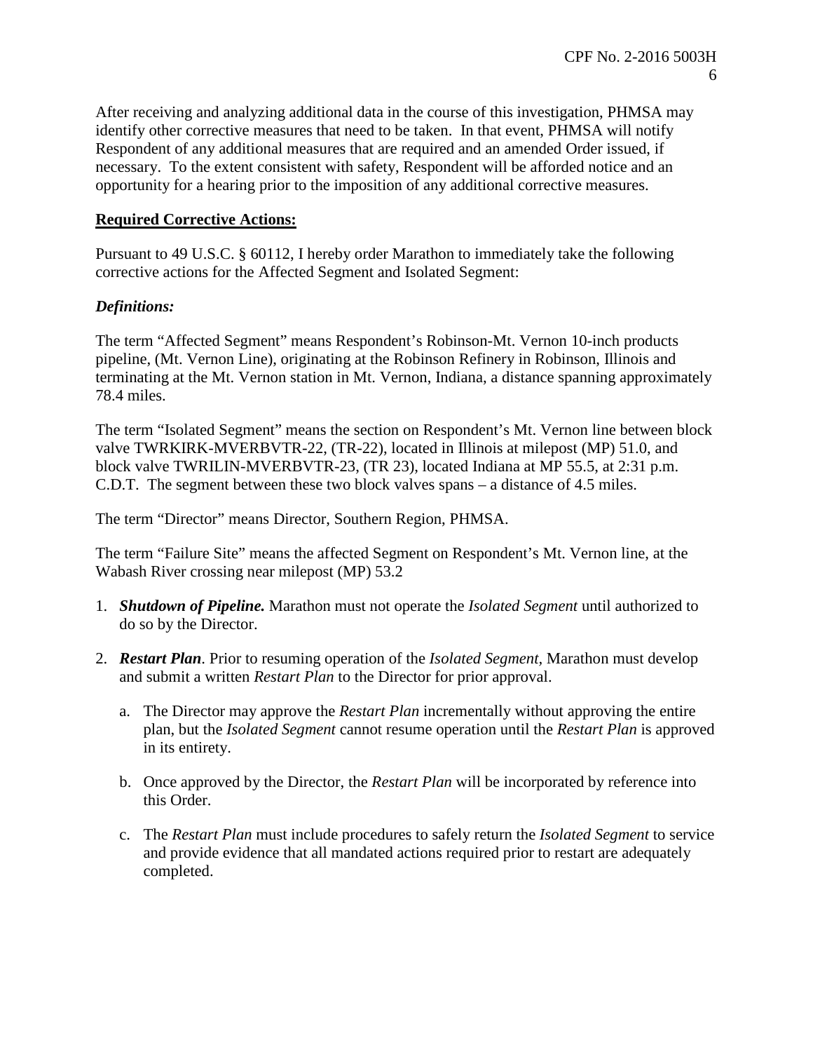After receiving and analyzing additional data in the course of this investigation, PHMSA may identify other corrective measures that need to be taken. In that event, PHMSA will notify Respondent of any additional measures that are required and an amended Order issued, if necessary. To the extent consistent with safety, Respondent will be afforded notice and an opportunity for a hearing prior to the imposition of any additional corrective measures.

**Required Corrective Actions:**

Pursuant to 49 U.S.C. § 60112, I hereby order Marathon to immediately take the following corrective actions for the Affected Segment and Isolated Segment:

***Definitions:***

The term "Affected Segment" means Respondent's Robinson-Mt. Vernon 10-inch products pipeline, (Mt. Vernon Line), originating at the Robinson Refinery in Robinson, Illinois and terminating at the Mt. Vernon station in Mt. Vernon, Indiana, a distance spanning approximately 78.4 miles.

The term "Isolated Segment" means the section on Respondent's Mt. Vernon line between block valve TWRKIRK-MVERBVTR-22, (TR-22), located in Illinois at milepost (MP) 51.0, and block valve TWRILIN-MVERBVTR-23, (TR 23), located Indiana at MP 55.5, at 2:31 p.m. C.D.T. The segment between these two block valves spans – a distance of 4.5 miles.

The term "Director" means Director, Southern Region, PHMSA.

The term "Failure Site" means the affected Segment on Respondent's Mt. Vernon line, at the Wabash River crossing near milepost (MP) 53.2

1. ***Shutdown of Pipeline.*** Marathon must not operate the *Isolated Segment* until authorized to do so by the Director.

2. ***Restart Plan***. Prior to resuming operation of the *Isolated Segment*, Marathon must develop and submit a written *Restart Plan* to the Director for prior approval.

   a. The Director may approve the *Restart Plan* incrementally without approving the entire plan, but the *Isolated Segment* cannot resume operation until the *Restart Plan* is approved in its entirety.

   b. Once approved by the Director, the *Restart Plan* will be incorporated by reference into this Order.

   c. The *Restart Plan* must include procedures to safely return the *Isolated Segment* to service and provide evidence that all mandated actions required prior to restart are adequately completed.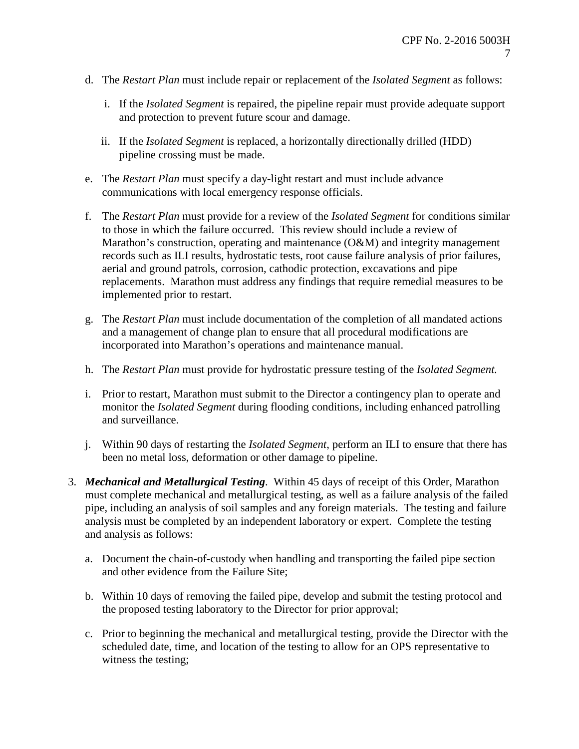d. The *Restart Plan* must include repair or replacement of the *Isolated Segment* as follows:

   i. If the *Isolated Segment* is repaired, the pipeline repair must provide adequate support and protection to prevent future scour and damage.

   ii. If the *Isolated Segment* is replaced, a horizontally directionally drilled (HDD) pipeline crossing must be made.

e. The *Restart Plan* must specify a day-light restart and must include advance communications with local emergency response officials.

f. The *Restart Plan* must provide for a review of the *Isolated Segment* for conditions similar to those in which the failure occurred. This review should include a review of Marathon's construction, operating and maintenance (O&M) and integrity management records such as ILI results, hydrostatic tests, root cause failure analysis of prior failures, aerial and ground patrols, corrosion, cathodic protection, excavations and pipe replacements. Marathon must address any findings that require remedial measures to be implemented prior to restart.

g. The *Restart Plan* must include documentation of the completion of all mandated actions and a management of change plan to ensure that all procedural modifications are incorporated into Marathon's operations and maintenance manual.

h. The *Restart Plan* must provide for hydrostatic pressure testing of the *Isolated Segment.*

i. Prior to restart, Marathon must submit to the Director a contingency plan to operate and monitor the *Isolated Segment* during flooding conditions, including enhanced patrolling and surveillance.

j. Within 90 days of restarting the *Isolated Segment*, perform an ILI to ensure that there has been no metal loss, deformation or other damage to pipeline.

3. ***Mechanical and Metallurgical Testing***. Within 45 days of receipt of this Order, Marathon must complete mechanical and metallurgical testing, as well as a failure analysis of the failed pipe, including an analysis of soil samples and any foreign materials. The testing and failure analysis must be completed by an independent laboratory or expert. Complete the testing and analysis as follows:

   a. Document the chain-of-custody when handling and transporting the failed pipe section and other evidence from the Failure Site;

   b. Within 10 days of removing the failed pipe, develop and submit the testing protocol and the proposed testing laboratory to the Director for prior approval;

   c. Prior to beginning the mechanical and metallurgical testing, provide the Director with the scheduled date, time, and location of the testing to allow for an OPS representative to witness the testing;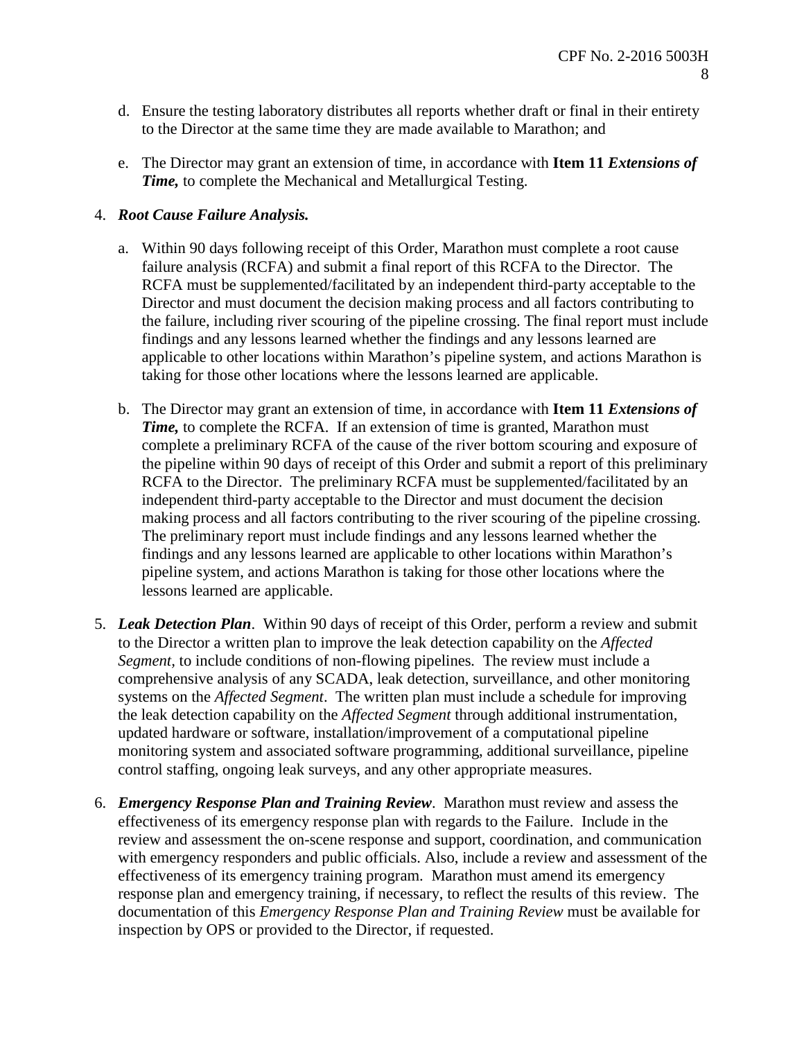d. Ensure the testing laboratory distributes all reports whether draft or final in their entirety to the Director at the same time they are made available to Marathon; and

e. The Director may grant an extension of time, in accordance with **Item 11** ***Extensions of Time,*** to complete the Mechanical and Metallurgical Testing.

4. ***Root Cause Failure Analysis.***

   a. Within 90 days following receipt of this Order, Marathon must complete a root cause failure analysis (RCFA) and submit a final report of this RCFA to the Director. The RCFA must be supplemented/facilitated by an independent third-party acceptable to the Director and must document the decision making process and all factors contributing to the failure, including river scouring of the pipeline crossing. The final report must include findings and any lessons learned whether the findings and any lessons learned are applicable to other locations within Marathon's pipeline system, and actions Marathon is taking for those other locations where the lessons learned are applicable.

   b. The Director may grant an extension of time, in accordance with **Item 11** ***Extensions of Time,*** to complete the RCFA. If an extension of time is granted, Marathon must complete a preliminary RCFA of the cause of the river bottom scouring and exposure of the pipeline within 90 days of receipt of this Order and submit a report of this preliminary RCFA to the Director. The preliminary RCFA must be supplemented/facilitated by an independent third-party acceptable to the Director and must document the decision making process and all factors contributing to the river scouring of the pipeline crossing. The preliminary report must include findings and any lessons learned whether the findings and any lessons learned are applicable to other locations within Marathon's pipeline system, and actions Marathon is taking for those other locations where the lessons learned are applicable.

5. ***Leak Detection Plan***. Within 90 days of receipt of this Order, perform a review and submit to the Director a written plan to improve the leak detection capability on the *Affected Segment*, to include conditions of non-flowing pipelines. The review must include a comprehensive analysis of any SCADA, leak detection, surveillance, and other monitoring systems on the *Affected Segment*. The written plan must include a schedule for improving the leak detection capability on the *Affected Segment* through additional instrumentation, updated hardware or software, installation/improvement of a computational pipeline monitoring system and associated software programming, additional surveillance, pipeline control staffing, ongoing leak surveys, and any other appropriate measures.

6. ***Emergency Response Plan and Training Review***. Marathon must review and assess the effectiveness of its emergency response plan with regards to the Failure. Include in the review and assessment the on-scene response and support, coordination, and communication with emergency responders and public officials. Also, include a review and assessment of the effectiveness of its emergency training program. Marathon must amend its emergency response plan and emergency training, if necessary, to reflect the results of this review. The documentation of this *Emergency Response Plan and Training Review* must be available for inspection by OPS or provided to the Director, if requested.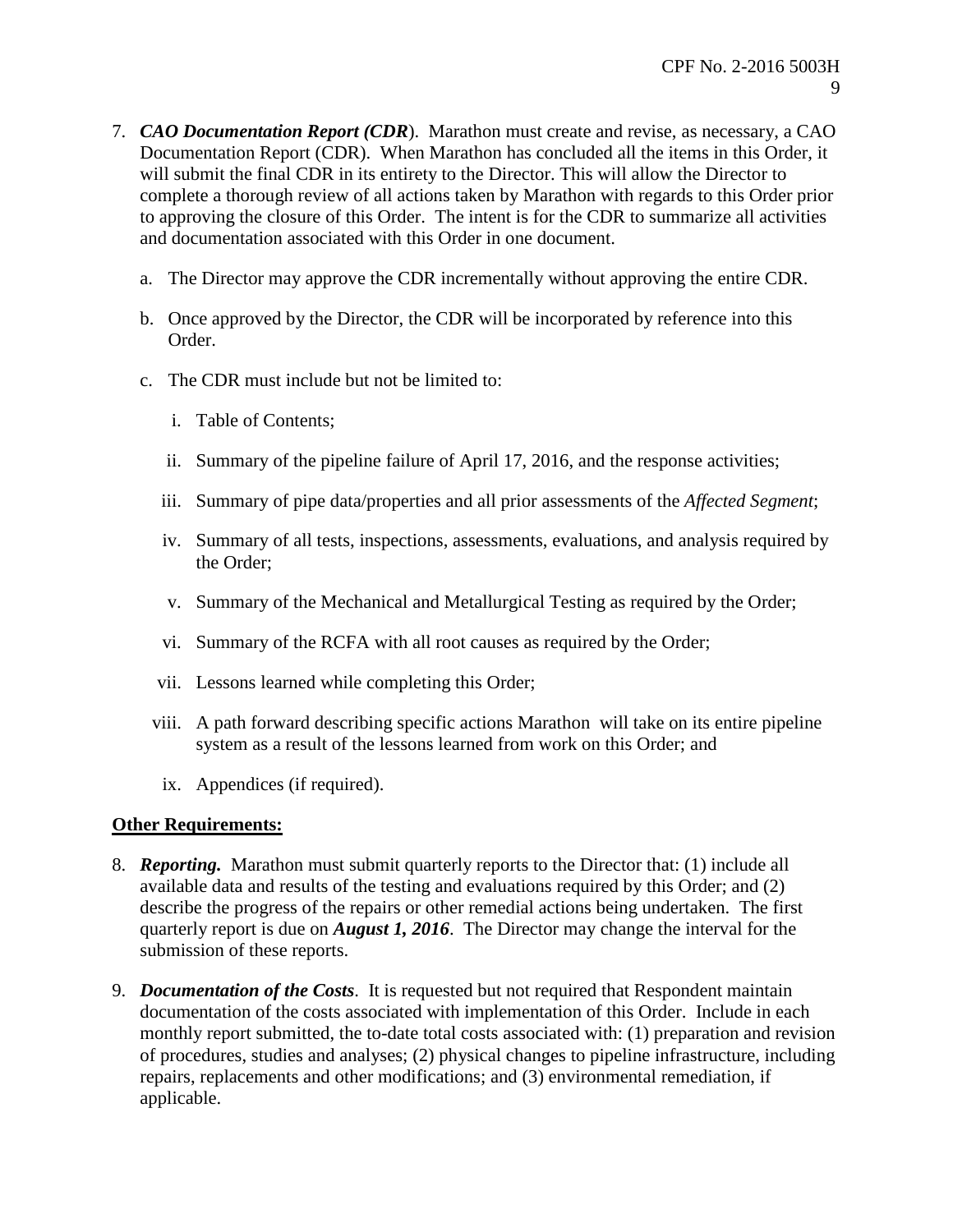7. ***CAO Documentation Report (CDR***). Marathon must create and revise, as necessary, a CAO Documentation Report (CDR). When Marathon has concluded all the items in this Order, it will submit the final CDR in its entirety to the Director. This will allow the Director to complete a thorough review of all actions taken by Marathon with regards to this Order prior to approving the closure of this Order. The intent is for the CDR to summarize all activities and documentation associated with this Order in one document.

   a. The Director may approve the CDR incrementally without approving the entire CDR.

   b. Once approved by the Director, the CDR will be incorporated by reference into this Order.

   c. The CDR must include but not be limited to:

      i. Table of Contents;

      ii. Summary of the pipeline failure of April 17, 2016, and the response activities;

      iii. Summary of pipe data/properties and all prior assessments of the *Affected Segment*;

      iv. Summary of all tests, inspections, assessments, evaluations, and analysis required by the Order;

      v. Summary of the Mechanical and Metallurgical Testing as required by the Order;

      vi. Summary of the RCFA with all root causes as required by the Order;

      vii. Lessons learned while completing this Order;

      viii. A path forward describing specific actions Marathon will take on its entire pipeline system as a result of the lessons learned from work on this Order; and

      ix. Appendices (if required).

**Other Requirements:**

8. ***Reporting.*** Marathon must submit quarterly reports to the Director that: (1) include all available data and results of the testing and evaluations required by this Order; and (2) describe the progress of the repairs or other remedial actions being undertaken. The first quarterly report is due on ***August 1, 2016***. The Director may change the interval for the submission of these reports.

9. ***Documentation of the Costs***. It is requested but not required that Respondent maintain documentation of the costs associated with implementation of this Order. Include in each monthly report submitted, the to-date total costs associated with: (1) preparation and revision of procedures, studies and analyses; (2) physical changes to pipeline infrastructure, including repairs, replacements and other modifications; and (3) environmental remediation, if applicable.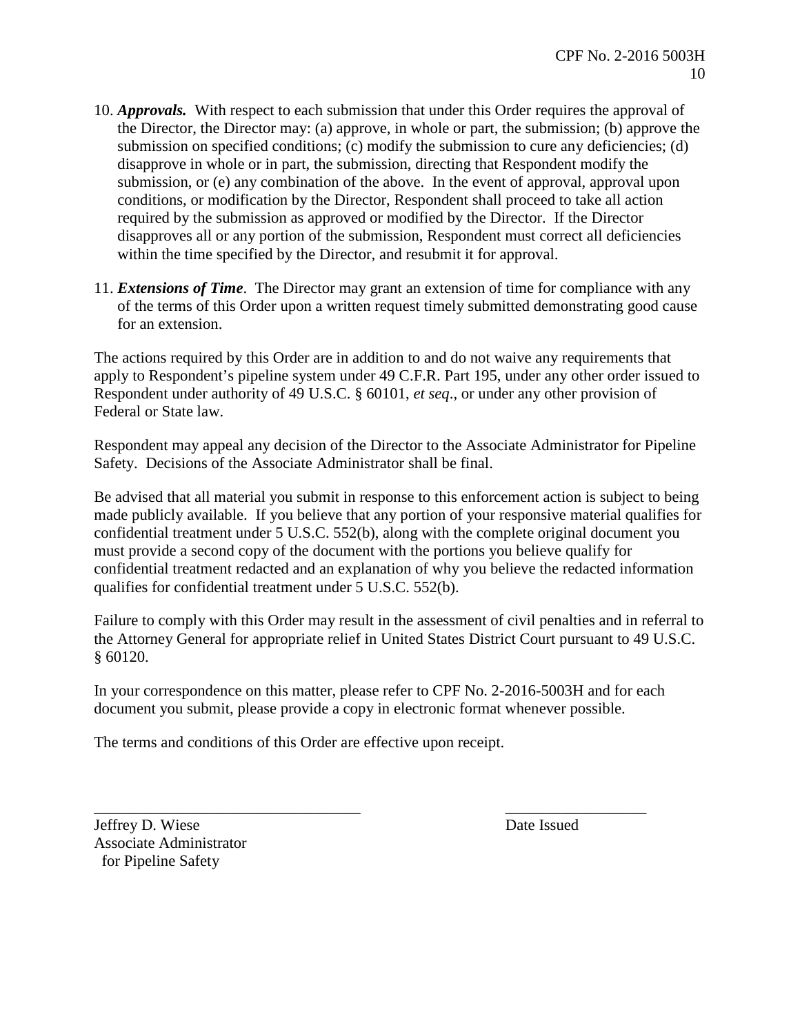10. ***Approvals.*** With respect to each submission that under this Order requires the approval of the Director, the Director may: (a) approve, in whole or part, the submission; (b) approve the submission on specified conditions; (c) modify the submission to cure any deficiencies; (d) disapprove in whole or in part, the submission, directing that Respondent modify the submission, or (e) any combination of the above. In the event of approval, approval upon conditions, or modification by the Director, Respondent shall proceed to take all action required by the submission as approved or modified by the Director. If the Director disapproves all or any portion of the submission, Respondent must correct all deficiencies within the time specified by the Director, and resubmit it for approval.

11. ***Extensions of Time***. The Director may grant an extension of time for compliance with any of the terms of this Order upon a written request timely submitted demonstrating good cause for an extension.

The actions required by this Order are in addition to and do not waive any requirements that apply to Respondent's pipeline system under 49 C.F.R. Part 195, under any other order issued to Respondent under authority of 49 U.S.C. § 60101, *et seq*., or under any other provision of Federal or State law.

Respondent may appeal any decision of the Director to the Associate Administrator for Pipeline Safety. Decisions of the Associate Administrator shall be final.

Be advised that all material you submit in response to this enforcement action is subject to being made publicly available. If you believe that any portion of your responsive material qualifies for confidential treatment under 5 U.S.C. 552(b), along with the complete original document you must provide a second copy of the document with the portions you believe qualify for confidential treatment redacted and an explanation of why you believe the redacted information qualifies for confidential treatment under 5 U.S.C. 552(b).

Failure to comply with this Order may result in the assessment of civil penalties and in referral to the Attorney General for appropriate relief in United States District Court pursuant to 49 U.S.C. § 60120.

In your correspondence on this matter, please refer to CPF No. 2-2016-5003H and for each document you submit, please provide a copy in electronic format whenever possible.

The terms and conditions of this Order are effective upon receipt.

\_\_\_\_\_\_\_\_\_\_\_\_\_\_\_\_\_\_\_\_\_\_\_\_\_\_\_\_\_\_\_\_\_\_\_ \_\_\_\_\_\_\_\_\_\_\_\_\_\_\_\_\_\_

Jeffrey D. Wiese
Associate Administrator
for Pipeline Safety

Date Issued